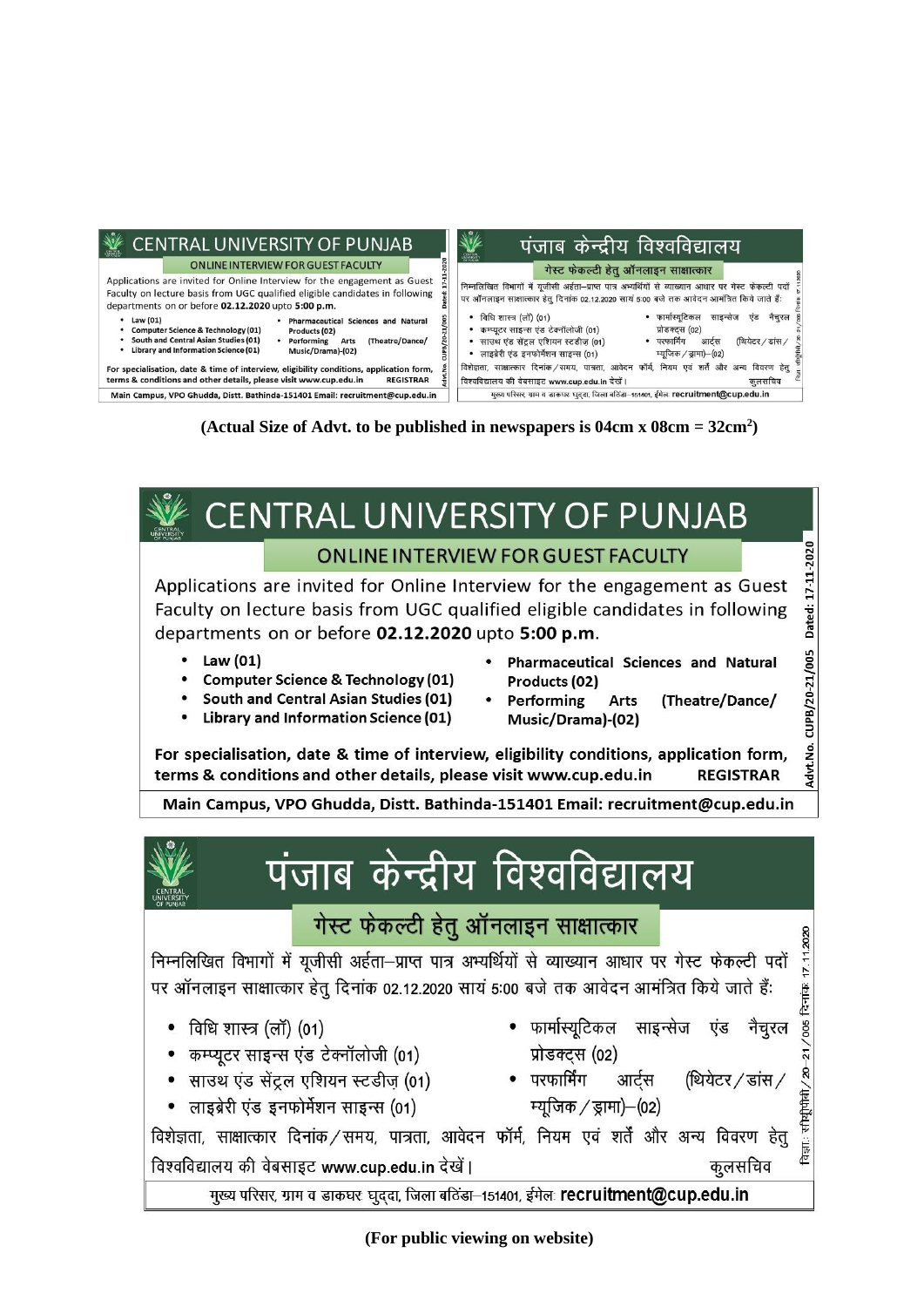# CENTRAL UNIVERSITY OF PUNJAB

## ONLINE INTERVIEW FOR GUEST FACULTY

Applications are invited for Online Interview for the engagement as Guest Faculty on lecture basis from UGC qualified eligible candidates in following departments on or before **02.12.2020** upto **5:00 p.m.**

- Law (01)
- Computer Science & Technology (01)
- South and Central Asian Studies (01)
- Library and Information Science (01)
- Pharmaceutical Sciences and Natural Products (02)
- Performing Arts (Theatre/Dance/ Music/Drama)-(02)

For specialisation, date & time of interview, eligibility conditions, application form, terms & conditions and other details, please visit www.cup.edu.in REGISTRAR

Advt.No. CUPB/20-21/005 Dated: 17-11-2020

Main Campus, VPO Ghudda, Distt. Bathinda-151401 Email: recruitment@cup.edu.in

# पंजाब केन्द्रीय विश्वविद्यालय

## गेस्ट फेकल्टी हेतु ऑनलाइन साक्षात्कार

निम्नलिखित विभागों में यूजीसी अर्हता–प्राप्त पात्र अभ्यर्थियों से व्याख्यान आधार पर गेस्ट फेकल्टी पदों पर ऑनलाइन साक्षात्कार हेतु दिनांक 02.12.2020 सायं 5:00 बजे तक आवेदन आमंत्रित किये जाते हैं:

- विधि शास्त्र (लॉ) (01)
- कम्प्यूटर साइन्स एंड टेक्नॉलोजी (01)
- साउथ एंड सेंट्रल एशियन स्टडीज़ (01)
- लाइब्रेरी एंड इनफोर्मेशन साइन्स (01)
- फार्मास्यूटिकल साइन्सेज एंड नैचुरल प्रोडक्ट्स (02)
- परफार्मिंग आर्ट्स (थियेटर/डांस/ म्यूजिक/ड्रामा)–(02)

विशेज्ञता, साक्षात्कार दिनांक/समय, पात्रता, आवेदन फॉर्म, नियम एवं शर्तें और अन्य विवरण हेतु विश्वविद्यालय की वेबसाइट www.cup.edu.in देखें। कुलसचिव

विज्ञा. सीयूपीबी/20-21/005 दिनांक 17.11.2020

मुख्य परिसर, ग्राम व डाकघर घुद्दा, जिला बठिंडा–151401, ईमेल: recruitment@cup.edu.in

(For public viewing on website)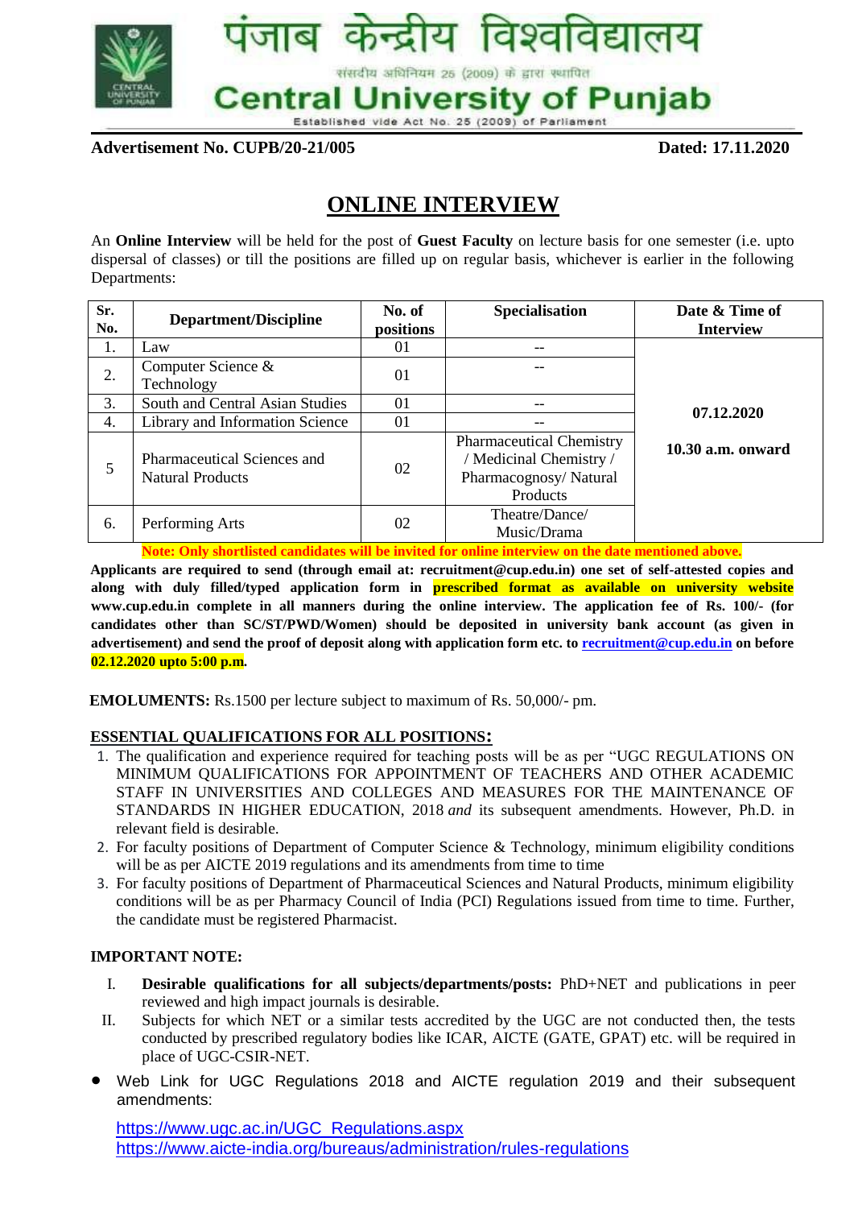# पंजाब केन्द्रीय विश्वविद्यालय

संसदीय अधिनियम 25 (2009) के द्वारा स्थापित

# Central University of Punjab

Established vide Act No. 25 (2009) of Parliament

**Advertisement No. CUPB/20-21/005** **Dated: 17.11.2020**

## ONLINE INTERVIEW

An **Online Interview** will be held for the post of **Guest Faculty** on lecture basis for one semester (i.e. upto dispersal of classes) or till the positions are filled up on regular basis, whichever is earlier in the following Departments:

| Sr. No. | Department/Discipline | No. of positions | Specialisation | Date & Time of Interview |
|---|---|---|---|---|
| 1. | Law | 01 | -- | **07.12.2020** **10.30 a.m. onward** |
| 2. | Computer Science & Technology | 01 | -- | |
| 3. | South and Central Asian Studies | 01 | -- | |
| 4. | Library and Information Science | 01 | -- | |
| 5 | Pharmaceutical Sciences and Natural Products | 02 | Pharmaceutical Chemistry / Medicinal Chemistry / Pharmacognosy/ Natural Products | |
| 6. | Performing Arts | 02 | Theatre/Dance/ Music/Drama | |

**Note: Only shortlisted candidates will be invited for online interview on the date mentioned above.**

**Applicants are required to send (through email at: recruitment@cup.edu.in) one set of self-attested copies and along with duly filled/typed application form in prescribed format as available on university website www.cup.edu.in complete in all manners during the online interview. The application fee of Rs. 100/- (for candidates other than SC/ST/PWD/Women) should be deposited in university bank account (as given in advertisement) and send the proof of deposit along with application form etc. to recruitment@cup.edu.in on before 02.12.2020 upto 5:00 p.m.**

**EMOLUMENTS:** Rs.1500 per lecture subject to maximum of Rs. 50,000/- pm.

### ESSENTIAL QUALIFICATIONS FOR ALL POSITIONS:

1. The qualification and experience required for teaching posts will be as per "UGC REGULATIONS ON MINIMUM QUALIFICATIONS FOR APPOINTMENT OF TEACHERS AND OTHER ACADEMIC STAFF IN UNIVERSITIES AND COLLEGES AND MEASURES FOR THE MAINTENANCE OF STANDARDS IN HIGHER EDUCATION, 2018 *and* its subsequent amendments. However, Ph.D. in relevant field is desirable.
2. For faculty positions of Department of Computer Science & Technology, minimum eligibility conditions will be as per AICTE 2019 regulations and its amendments from time to time
3. For faculty positions of Department of Pharmaceutical Sciences and Natural Products, minimum eligibility conditions will be as per Pharmacy Council of India (PCI) Regulations issued from time to time. Further, the candidate must be registered Pharmacist.

### IMPORTANT NOTE:

I. **Desirable qualifications for all subjects/departments/posts:** PhD+NET and publications in peer reviewed and high impact journals is desirable.

II. Subjects for which NET or a similar tests accredited by the UGC are not conducted then, the tests conducted by prescribed regulatory bodies like ICAR, AICTE (GATE, GPAT) etc. will be required in place of UGC-CSIR-NET.

- Web Link for UGC Regulations 2018 and AICTE regulation 2019 and their subsequent amendments:

  https://www.ugc.ac.in/UGC_Regulations.aspx
  https://www.aicte-india.org/bureaus/administration/rules-regulations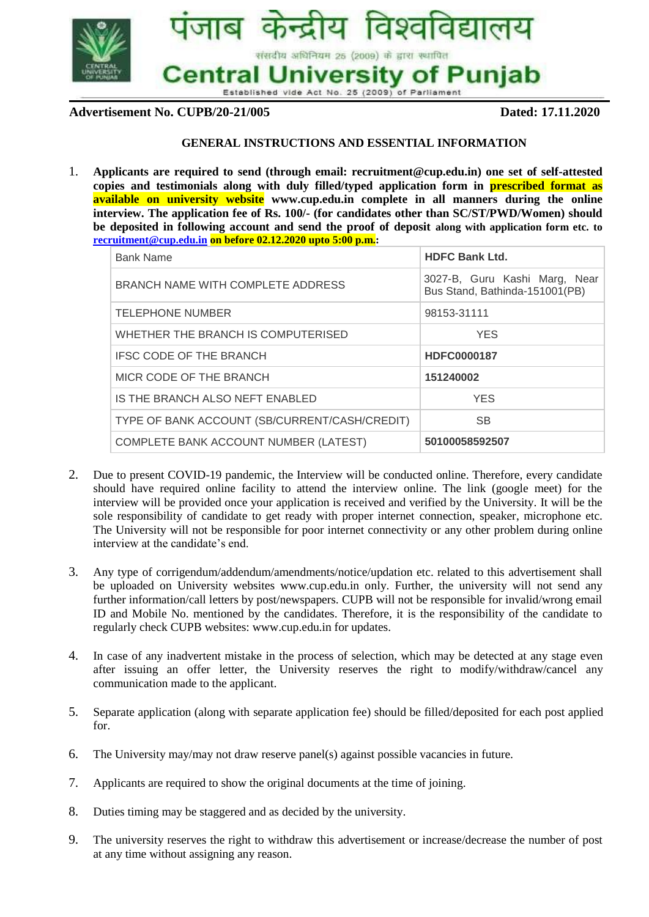पंजाब केन्द्रीय विश्वविद्यालय

संसदीय अधिनियम 25 (2009) के द्वारा स्थापित

# Central University of Punjab

Established vide Act No. 25 (2009) of Parliament

**Advertisement No. CUPB/20-21/005** **Dated: 17.11.2020**

## GENERAL INSTRUCTIONS AND ESSENTIAL INFORMATION

1. **Applicants are required to send (through email: recruitment@cup.edu.in) one set of self-attested copies and testimonials along with duly filled/typed application form in prescribed format as available on university website www.cup.edu.in complete in all manners during the online interview. The application fee of Rs. 100/- (for candidates other than SC/ST/PWD/Women) should be deposited in following account and send the proof of deposit along with application form etc. to recruitment@cup.edu.in on before 02.12.2020 upto 5:00 p.m.:**

| | |
|---|---|
| Bank Name | **HDFC Bank Ltd.** |
| BRANCH NAME WITH COMPLETE ADDRESS | 3027-B, Guru Kashi Marg, Near Bus Stand, Bathinda-151001(PB) |
| TELEPHONE NUMBER | 98153-31111 |
| WHETHER THE BRANCH IS COMPUTERISED | YES |
| IFSC CODE OF THE BRANCH | **HDFC0000187** |
| MICR CODE OF THE BRANCH | **151240002** |
| IS THE BRANCH ALSO NEFT ENABLED | YES |
| TYPE OF BANK ACCOUNT (SB/CURRENT/CASH/CREDIT) | SB |
| COMPLETE BANK ACCOUNT NUMBER (LATEST) | **50100058592507** |

2. Due to present COVID-19 pandemic, the Interview will be conducted online. Therefore, every candidate should have required online facility to attend the interview online. The link (google meet) for the interview will be provided once your application is received and verified by the University. It will be the sole responsibility of candidate to get ready with proper internet connection, speaker, microphone etc. The University will not be responsible for poor internet connectivity or any other problem during online interview at the candidate's end.

3. Any type of corrigendum/addendum/amendments/notice/updation etc. related to this advertisement shall be uploaded on University websites www.cup.edu.in only. Further, the university will not send any further information/call letters by post/newspapers. CUPB will not be responsible for invalid/wrong email ID and Mobile No. mentioned by the candidates. Therefore, it is the responsibility of the candidate to regularly check CUPB websites: www.cup.edu.in for updates.

4. In case of any inadvertent mistake in the process of selection, which may be detected at any stage even after issuing an offer letter, the University reserves the right to modify/withdraw/cancel any communication made to the applicant.

5. Separate application (along with separate application fee) should be filled/deposited for each post applied for.

6. The University may/may not draw reserve panel(s) against possible vacancies in future.

7. Applicants are required to show the original documents at the time of joining.

8. Duties timing may be staggered and as decided by the university.

9. The university reserves the right to withdraw this advertisement or increase/decrease the number of post at any time without assigning any reason.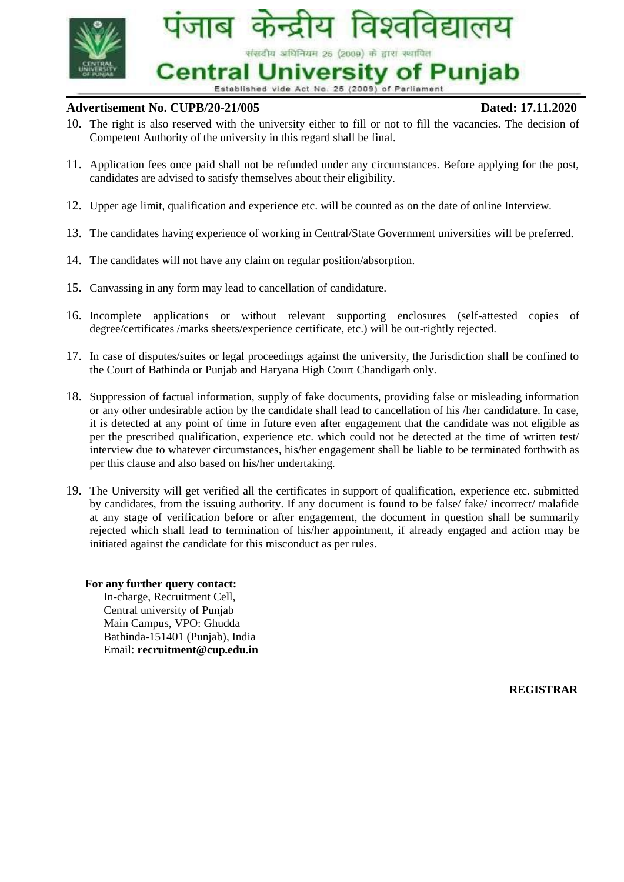**Advertisement No. CUPB/20-21/005** **Dated: 17.11.2020**

10. The right is also reserved with the university either to fill or not to fill the vacancies. The decision of Competent Authority of the university in this regard shall be final.

11. Application fees once paid shall not be refunded under any circumstances. Before applying for the post, candidates are advised to satisfy themselves about their eligibility.

12. Upper age limit, qualification and experience etc. will be counted as on the date of online Interview.

13. The candidates having experience of working in Central/State Government universities will be preferred.

14. The candidates will not have any claim on regular position/absorption.

15. Canvassing in any form may lead to cancellation of candidature.

16. Incomplete applications or without relevant supporting enclosures (self-attested copies of degree/certificates /marks sheets/experience certificate, etc.) will be out-rightly rejected.

17. In case of disputes/suites or legal proceedings against the university, the Jurisdiction shall be confined to the Court of Bathinda or Punjab and Haryana High Court Chandigarh only.

18. Suppression of factual information, supply of fake documents, providing false or misleading information or any other undesirable action by the candidate shall lead to cancellation of his /her candidature. In case, it is detected at any point of time in future even after engagement that the candidate was not eligible as per the prescribed qualification, experience etc. which could not be detected at the time of written test/ interview due to whatever circumstances, his/her engagement shall be liable to be terminated forthwith as per this clause and also based on his/her undertaking.

19. The University will get verified all the certificates in support of qualification, experience etc. submitted by candidates, from the issuing authority. If any document is found to be false/ fake/ incorrect/ malafide at any stage of verification before or after engagement, the document in question shall be summarily rejected which shall lead to termination of his/her appointment, if already engaged and action may be initiated against the candidate for this misconduct as per rules.

**For any further query contact:**

In-charge, Recruitment Cell,
Central university of Punjab
Main Campus, VPO: Ghudda
Bathinda-151401 (Punjab), India
Email: **recruitment@cup.edu.in**

**REGISTRAR**